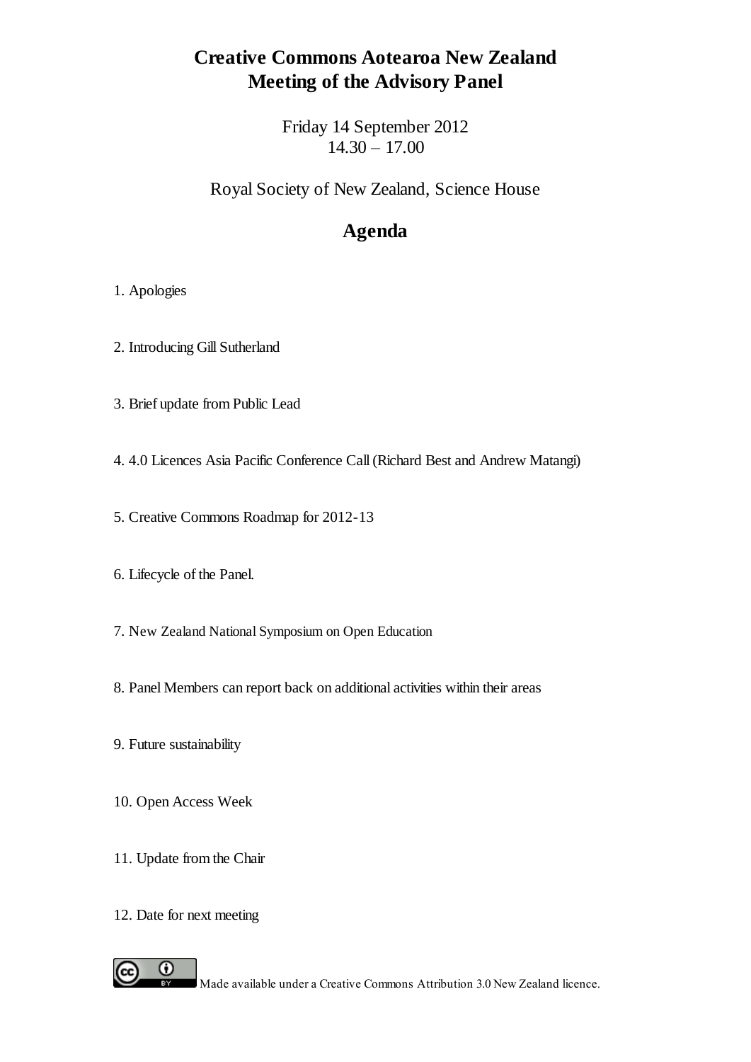# Creative Commons Aotearoa New Zealand
# Meeting of the Advisory Panel

Friday 14 September 2012
14.30 – 17.00

Royal Society of New Zealand, Science House

## Agenda

1. Apologies

2. Introducing Gill Sutherland

3. Brief update from Public Lead

4. 4.0 Licences Asia Pacific Conference Call (Richard Best and Andrew Matangi)

5. Creative Commons Roadmap for 2012-13

6. Lifecycle of the Panel.

7. New Zealand National Symposium on Open Education

8. Panel Members can report back on additional activities within their areas

9. Future sustainability

10. Open Access Week

11. Update from the Chair

12. Date for next meeting

Made available under a Creative Commons Attribution 3.0 New Zealand licence.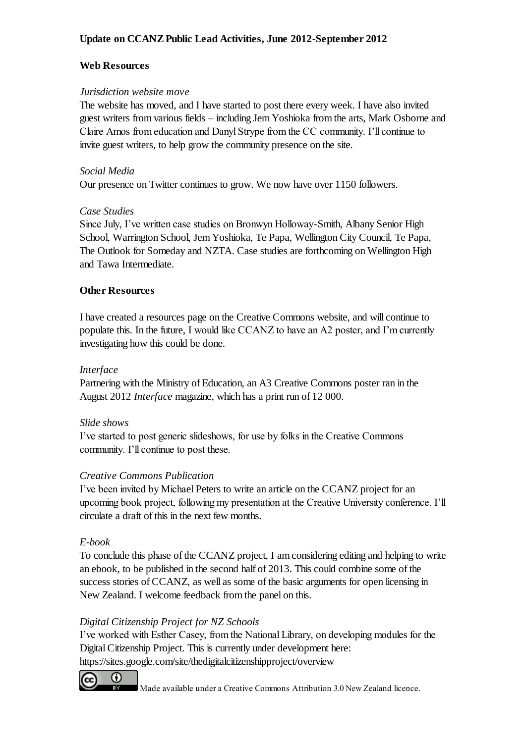**Update on CCANZ Public Lead Activities, June 2012-September 2012**

**Web Resources**

*Jurisdiction website move*

The website has moved, and I have started to post there every week. I have also invited guest writers from various fields – including Jem Yoshioka from the arts, Mark Osborne and Claire Amos from education and Danyl Strype from the CC community. I'll continue to invite guest writers, to help grow the community presence on the site.

*Social Media*

Our presence on Twitter continues to grow. We now have over 1150 followers.

*Case Studies*

Since July, I've written case studies on Bronwyn Holloway-Smith, Albany Senior High School, Warrington School, Jem Yoshioka, Te Papa, Wellington City Council, Te Papa, The Outlook for Someday and NZTA. Case studies are forthcoming on Wellington High and Tawa Intermediate.

**Other Resources**

I have created a resources page on the Creative Commons website, and will continue to populate this. In the future, I would like CCANZ to have an A2 poster, and I'm currently investigating how this could be done.

*Interface*

Partnering with the Ministry of Education, an A3 Creative Commons poster ran in the August 2012 *Interface* magazine, which has a print run of 12 000.

*Slide shows*

I've started to post generic slideshows, for use by folks in the Creative Commons community. I'll continue to post these.

*Creative Commons Publication*

I've been invited by Michael Peters to write an article on the CCANZ project for an upcoming book project, following my presentation at the Creative University conference. I'll circulate a draft of this in the next few months.

*E-book*

To conclude this phase of the CCANZ project, I am considering editing and helping to write an ebook, to be published in the second half of 2013. This could combine some of the success stories of CCANZ, as well as some of the basic arguments for open licensing in New Zealand. I welcome feedback from the panel on this.

*Digital Citizenship Project for NZ Schools*

I've worked with Esther Casey, from the National Library, on developing modules for the Digital Citizenship Project. This is currently under development here: https://sites.google.com/site/thedigitalcitizenshipproject/overview

Made available under a Creative Commons Attribution 3.0 New Zealand licence.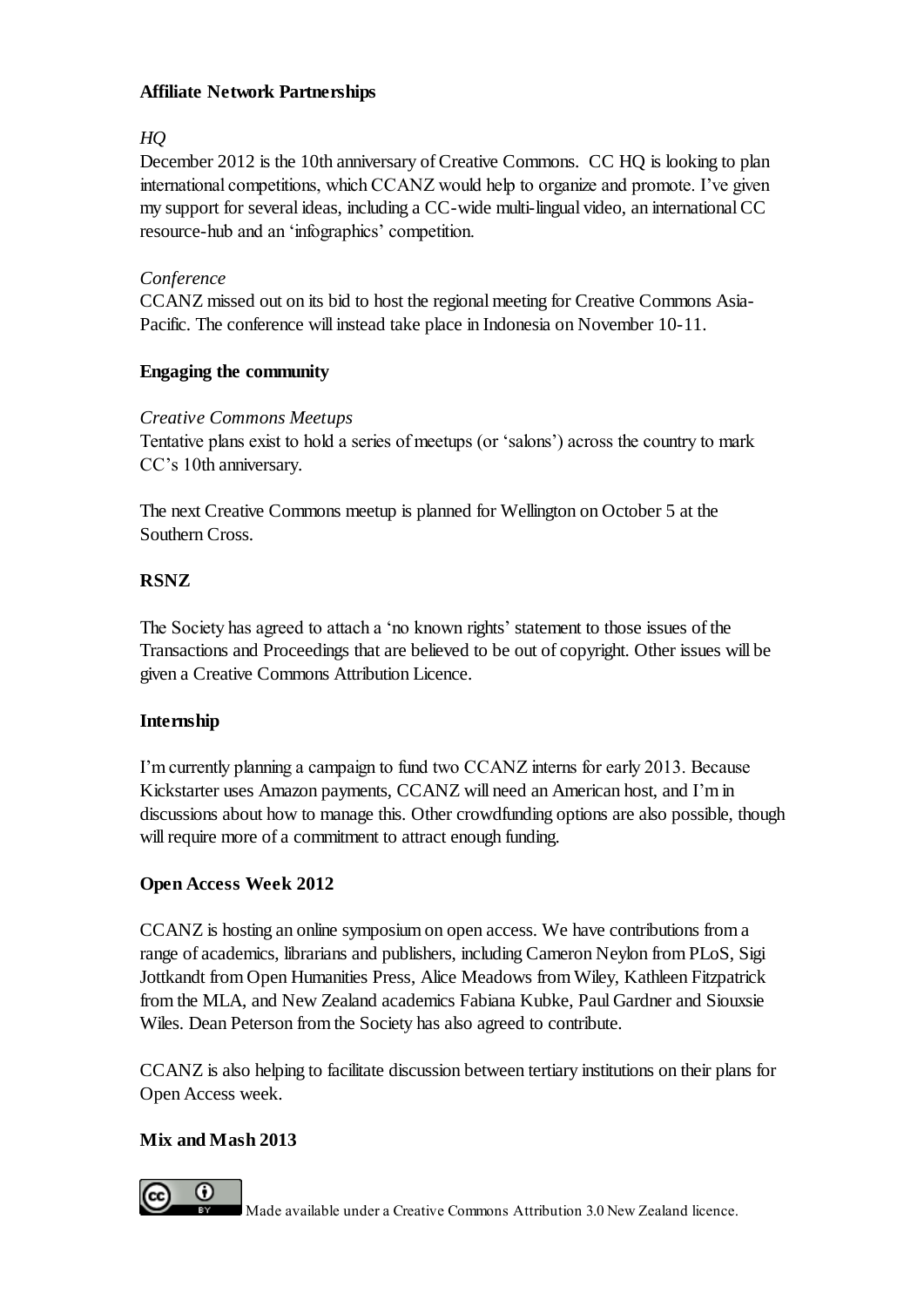**Affiliate Network Partnerships**

*HQ*

December 2012 is the 10th anniversary of Creative Commons. CC HQ is looking to plan international competitions, which CCANZ would help to organize and promote. I've given my support for several ideas, including a CC-wide multi-lingual video, an international CC resource-hub and an 'infographics' competition.

*Conference*

CCANZ missed out on its bid to host the regional meeting for Creative Commons Asia-Pacific. The conference will instead take place in Indonesia on November 10-11.

**Engaging the community**

*Creative Commons Meetups*

Tentative plans exist to hold a series of meetups (or 'salons') across the country to mark CC's 10th anniversary.

The next Creative Commons meetup is planned for Wellington on October 5 at the Southern Cross.

**RSNZ**

The Society has agreed to attach a 'no known rights' statement to those issues of the Transactions and Proceedings that are believed to be out of copyright. Other issues will be given a Creative Commons Attribution Licence.

**Internship**

I'm currently planning a campaign to fund two CCANZ interns for early 2013. Because Kickstarter uses Amazon payments, CCANZ will need an American host, and I'm in discussions about how to manage this. Other crowdfunding options are also possible, though will require more of a commitment to attract enough funding.

**Open Access Week 2012**

CCANZ is hosting an online symposium on open access. We have contributions from a range of academics, librarians and publishers, including Cameron Neylon from PLoS, Sigi Jottkandt from Open Humanities Press, Alice Meadows from Wiley, Kathleen Fitzpatrick from the MLA, and New Zealand academics Fabiana Kubke, Paul Gardner and Siouxsie Wiles. Dean Peterson from the Society has also agreed to contribute.

CCANZ is also helping to facilitate discussion between tertiary institutions on their plans for Open Access week.

**Mix and Mash 2013**

Made available under a Creative Commons Attribution 3.0 New Zealand licence.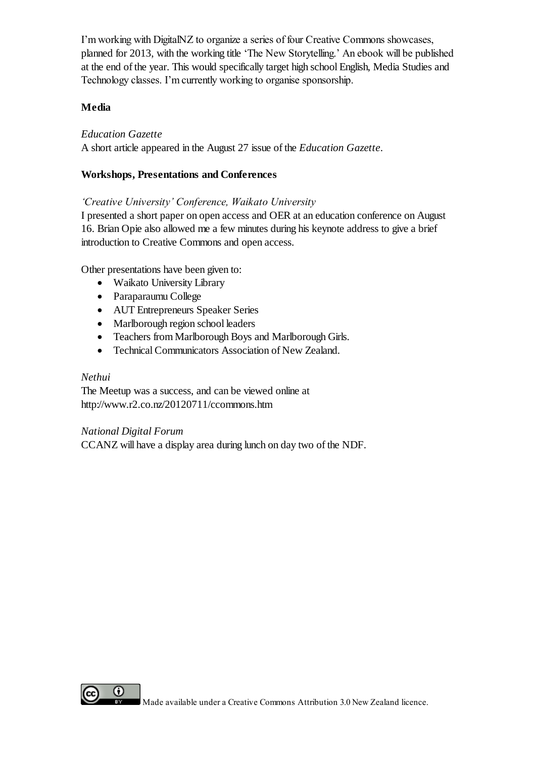I'm working with DigitalNZ to organize a series of four Creative Commons showcases, planned for 2013, with the working title 'The New Storytelling.' An ebook will be published at the end of the year. This would specifically target high school English, Media Studies and Technology classes. I'm currently working to organise sponsorship.

**Media**

*Education Gazette*
A short article appeared in the August 27 issue of the *Education Gazette*.

**Workshops, Presentations and Conferences**

*'Creative University' Conference, Waikato University*
I presented a short paper on open access and OER at an education conference on August 16. Brian Opie also allowed me a few minutes during his keynote address to give a brief introduction to Creative Commons and open access.

Other presentations have been given to:

- Waikato University Library
- Paraparaumu College
- AUT Entrepreneurs Speaker Series
- Marlborough region school leaders
- Teachers from Marlborough Boys and Marlborough Girls.
- Technical Communicators Association of New Zealand.

*Nethui*
The Meetup was a success, and can be viewed online at http://www.r2.co.nz/20120711/ccommons.htm

*National Digital Forum*
CCANZ will have a display area during lunch on day two of the NDF.

Made available under a Creative Commons Attribution 3.0 New Zealand licence.